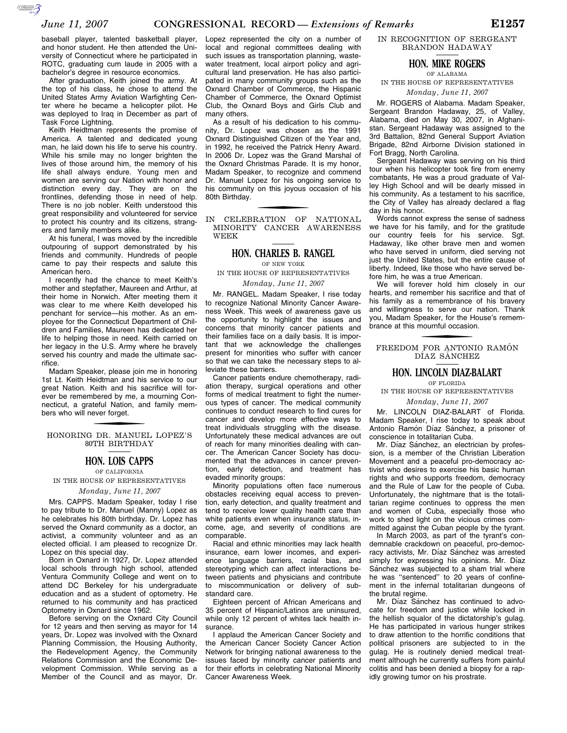baseball player, talented basketball player, and honor student. He then attended the University of Connecticut where he participated in ROTC, graduating cum laude in 2005 with a bachelor's degree in resource economics.

After graduation, Keith joined the army. At the top of his class, he chose to attend the United States Army Aviation Warfighting Center where he became a helicopter pilot. He was deployed to Iraq in December as part of Task Force Lightning.

Keith Heidtman represents the promise of America. A talented and dedicated young man, he laid down his life to serve his country. While his smile may no longer brighten the lives of those around him, the memory of his life shall always endure. Young men and women are serving our Nation with honor and distinction every day. They are on the frontlines, defending those in need of help. There is no job nobler. Keith understood this great responsibility and volunteered for service to protect his country and its citizens, strangers and family members alike.

At his funeral, I was moved by the incredible outpouring of support demonstrated by his friends and community. Hundreds of people came to pay their respects and salute this American hero.

I recently had the chance to meet Keith's mother and stepfather, Maureen and Arthur, at their home in Norwich. After meeting them it was clear to me where Keith developed his penchant for service—his mother. As an employee for the Connecticut Department of Children and Families, Maureen has dedicated her life to helping those in need. Keith carried on her legacy in the U.S. Army where he bravely served his country and made the ultimate sacrifice.

Madam Speaker, please join me in honoring 1st Lt. Keith Heidtman and his service to our great Nation. Keith and his sacrifice will forever be remembered by me, a mourning Connecticut, a grateful Nation, and family members who will never forget.

## HONORING DR. MANUEL LOPEZ'S 80TH BIRTHDAY

### HON. LOIS CAPPS

OF CALIFORNIA

IN THE HOUSE OF REPRESENTATIVES

*Monday, June 11, 2007*

Mrs. CAPPS. Madam Speaker, today I rise to pay tribute to Dr. Manuel (Manny) Lopez as he celebrates his 80th birthday. Dr. Lopez has served the Oxnard community as a doctor, an activist, a community volunteer and as an elected official. I am pleased to recognize Dr. Lopez on this special day.

Born in Oxnard in 1927, Dr. Lopez attended local schools through high school, attended Ventura Community College and went on to attend DC Berkeley for his undergraduate education and as a student of optometry. He returned to his community and has practiced Optometry in Oxnard since 1962.

Before serving on the Oxnard City Council for 12 years and then serving as mayor for 14 years, Dr. Lopez was involved with the Oxnard Planning Commission, the Housing Authority, the Redevelopment Agency, the Community Relations Commission and the Economic Development Commission. While serving as a Member of the Council and as mayor, Dr. Lopez represented the city on a number of local and regional committees dealing with such issues as transportation planning, wastewater treatment, local airport policy and agricultural land preservation. He has also participated in many community groups such as the Oxnard Chamber of Commerce, the Hispanic Chamber of Commerce, the Oxnard Optimist Club, the Oxnard Boys and Girls Club and many others.

As a result of his dedication to his community, Dr. Lopez was chosen as the 1991 Oxnard Distinguished Citizen of the Year and, in 1992, he received the Patrick Henry Award. In 2006 Dr. Lopez was the Grand Marshal of the Oxnard Christmas Parade. It is my honor, Madam Speaker, to recognize and commend Dr. Manuel Lopez for his ongoing service to his community on this joyous occasion of his 80th Birthday.

## IN CELEBRATION OF NATIONAL MINORITY CANCER AWARENESS WEEK

### HON. CHARLES B. RANGEL

OF NEW YORK

IN THE HOUSE OF REPRESENTATIVES

*Monday, June 11, 2007*

Mr. RANGEL. Madam Speaker, I rise today to recognize National Minority Cancer Awareness Week. This week of awareness gave us the opportunity to highlight the issues and concerns that minority cancer patients and their families face on a daily basis. It is important that we acknowledge the challenges present for minorities who suffer with cancer so that we can take the necessary steps to alleviate these barriers.

Cancer patients endure chemotherapy, radiation therapy, surgical operations and other forms of medical treatment to fight the numerous types of cancer. The medical community continues to conduct research to find cures for cancer and develop more effective ways to treat individuals struggling with the disease. Unfortunately these medical advances are out of reach for many minorities dealing with cancer. The American Cancer Society has documented that the advances in cancer prevention, early detection, and treatment has evaded minority groups:

Minority populations often face numerous obstacles receiving equal access to prevention, early detection, and quality treatment and tend to receive lower quality health care than white patients even when insurance status, income, age, and severity of conditions are comparable.

Racial and ethnic minorities may lack health insurance, earn lower incomes, and experience language barriers, racial bias, and stereotyping which can affect interactions between patients and physicians and contribute to miscommunication or delivery of substandard care.

Eighteen percent of African Americans and 35 percent of Hispanic/Latinos are uninsured, while only 12 percent of whites lack health insurance.

I applaud the American Cancer Society and the American Cancer Society Cancer Action Network for bringing national awareness to the issues faced by minority cancer patients and for their efforts in celebrating National Minority Cancer Awareness Week.

## IN RECOGNITION OF SERGEANT BRANDON HADAWAY

### HON. MIKE ROGERS

OF ALABAMA

IN THE HOUSE OF REPRESENTATIVES

*Monday, June 11, 2007*

Mr. ROGERS of Alabama. Madam Speaker, Sergeant Brandon Hadaway, 25, of Valley, Alabama, died on May 30, 2007, in Afghanistan. Sergeant Hadaway was assigned to the 3rd Battalion, 82nd General Support Aviation Brigade, 82nd Airborne Division stationed in Fort Bragg, North Carolina.

Sergeant Hadaway was serving on his third tour when his helicopter took fire from enemy combatants, He was a proud graduate of Valley High School and will be dearly missed in his community. As a testament to his sacrifice, the City of Valley has already declared a flag day in his honor.

Words cannot express the sense of sadness we have for his family, and for the gratitude our country feels for his service. Sgt. Hadaway, like other brave men and women who have served in uniform, died serving not just the United States, but the entire cause of liberty. Indeed, like those who have served before him, he was a true American.

We will forever hold him closely in our hearts, and remember his sacrifice and that of his family as a remembrance of his bravery and willingness to serve our nation. Thank you, Madam Speaker, for the House's remembrance at this mournful occasion.

## FREEDOM FOR ANTONIO RAMÓN DÍAZ SÁNCHEZ

### HON. LINCOLN DIAZ-BALART

OF FLORIDA

IN THE HOUSE OF REPRESENTATIVES

*Monday, June 11, 2007*

Mr. LINCOLN DIAZ-BALART of Florida. Madam Speaker, I rise today to speak about Antonio Ramón Díaz Sánchez, a prisoner of conscience in totalitarian Cuba.

Mr. Díaz Sánchez, an electrician by profession, is a member of the Christian Liberation Movement and a peaceful pro-democracy activist who desires to exercise his basic human rights and who supports freedom, democracy and the Rule of Law for the people of Cuba. Unfortunately, the nightmare that is the totalitarian regime continues to oppress the men and women of Cuba, especially those who work to shed light on the vicious crimes committed against the Cuban people by the tyrant.

In March 2003, as part of the tyrant's condemnable crackdown on peaceful, pro-democracy activists, Mr. Díaz Sánchez was arrested simply for expressing his opinions. Mr. Díaz Sánchez was subjected to a sham trial where he was "sentenced" to 20 years of confinement in the infernal totalitarian dungeons of the brutal regime.

Mr. Díaz Sánchez has continued to advocate for freedom and justice while locked in the hellish squalor of the dictatorship's gulag. He has participated in various hunger strikes to draw attention to the horrific conditions that political prisoners are subjected to in the gulag. He is routinely denied medical treatment although he currently suffers from painful colitis and has been denied a biopsy for a rapidly growing tumor on his prostrate.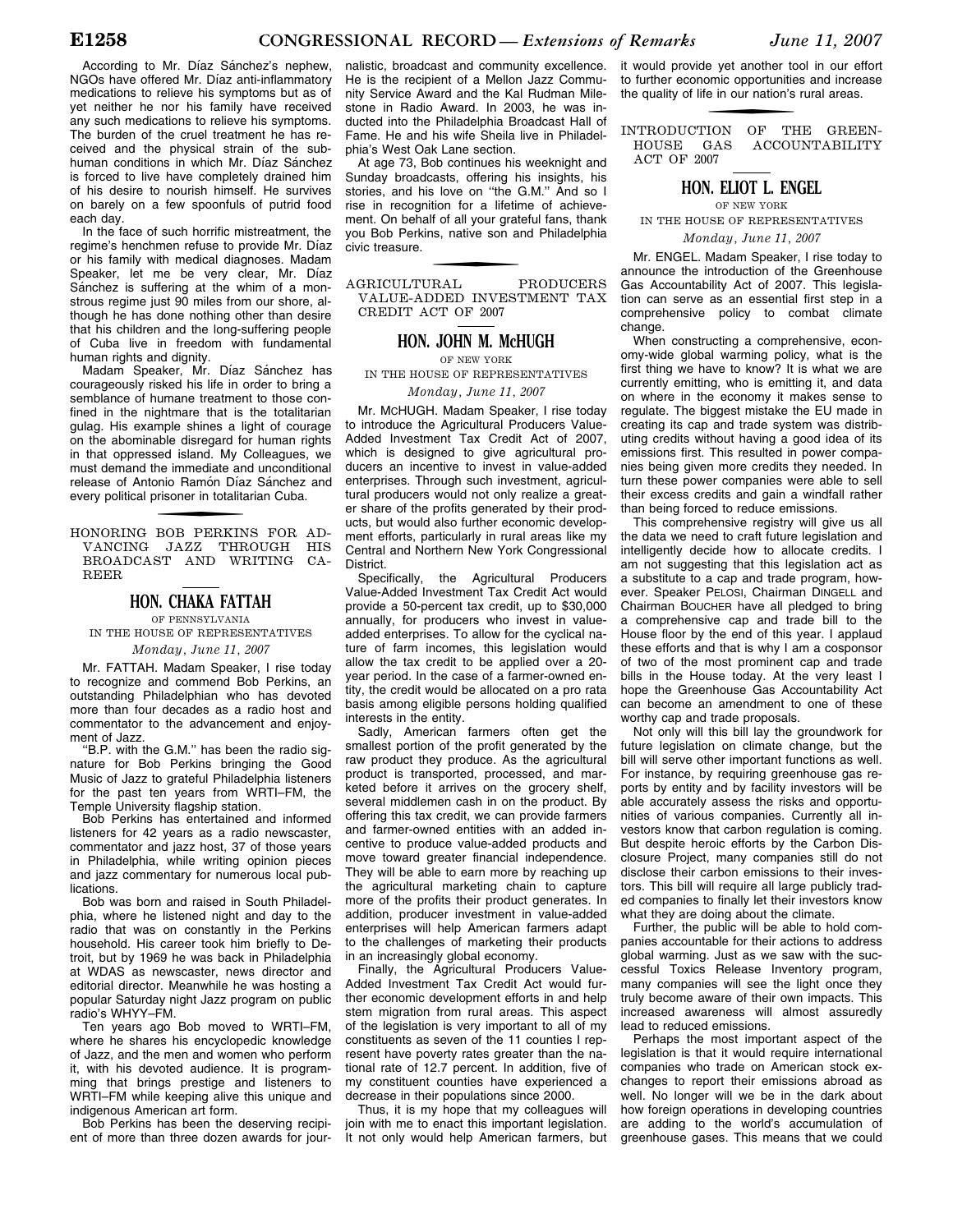According to Mr. Díaz Sánchez's nephew, NGOs have offered Mr. Díaz anti-inflammatory medications to relieve his symptoms but as of yet neither he nor his family have received any such medications to relieve his symptoms. The burden of the cruel treatment he has received and the physical strain of the subhuman conditions in which Mr. Díaz Sánchez is forced to live have completely drained him of his desire to nourish himself. He survives on barely on a few spoonfuls of putrid food each day.

In the face of such horrific mistreatment, the regime's henchmen refuse to provide Mr. Díaz or his family with medical diagnoses. Madam Speaker, let me be very clear, Mr. Díaz Sánchez is suffering at the whim of a monstrous regime just 90 miles from our shore, although he has done nothing other than desire that his children and the long-suffering people of Cuba live in freedom with fundamental human rights and dignity.

Madam Speaker, Mr. Díaz Sánchez has courageously risked his life in order to bring a semblance of humane treatment to those confined in the nightmare that is the totalitarian gulag. His example shines a light of courage on the abominable disregard for human rights in that oppressed island. My Colleagues, we must demand the immediate and unconditional release of Antonio Ramón Díaz Sánchez and every political prisoner in totalitarian Cuba.

## HONORING BOB PERKINS FOR ADVANCING JAZZ THROUGH HIS BROADCAST AND WRITING CAREER

### HON. CHAKA FATTAH

OF PENNSYLVANIA

IN THE HOUSE OF REPRESENTATIVES

*Monday, June 11, 2007*

Mr. FATTAH. Madam Speaker, I rise today to recognize and commend Bob Perkins, an outstanding Philadelphian who has devoted more than four decades as a radio host and commentator to the advancement and enjoyment of Jazz.

"B.P. with the G.M." has been the radio signature for Bob Perkins bringing the Good Music of Jazz to grateful Philadelphia listeners for the past ten years from WRTI–FM, the Temple University flagship station.

Bob Perkins has entertained and informed listeners for 42 years as a radio newscaster, commentator and jazz host, 37 of those years in Philadelphia, while writing opinion pieces and jazz commentary for numerous local publications.

Bob was born and raised in South Philadelphia, where he listened night and day to the radio that was on constantly in the Perkins household. His career took him briefly to Detroit, but by 1969 he was back in Philadelphia at WDAS as newscaster, news director and editorial director. Meanwhile he was hosting a popular Saturday night Jazz program on public radio's WHYY–FM.

Ten years ago Bob moved to WRTI–FM, where he shares his encyclopedic knowledge of Jazz, and the men and women who perform it, with his devoted audience. It is programming that brings prestige and listeners to WRTI–FM while keeping alive this unique and indigenous American art form.

Bob Perkins has been the deserving recipient of more than three dozen awards for journalistic, broadcast and community excellence. He is the recipient of a Mellon Jazz Community Service Award and the Kal Rudman Milestone in Radio Award. In 2003, he was inducted into the Philadelphia Broadcast Hall of Fame. He and his wife Sheila live in Philadelphia's West Oak Lane section.

At age 73, Bob continues his weeknight and Sunday broadcasts, offering his insights, his stories, and his love on "the G.M." And so I rise in recognition for a lifetime of achievement. On behalf of all your grateful fans, thank you Bob Perkins, native son and Philadelphia civic treasure.

## AGRICULTURAL PRODUCERS VALUE-ADDED INVESTMENT TAX CREDIT ACT OF 2007

### HON. JOHN M. McHUGH

OF NEW YORK

IN THE HOUSE OF REPRESENTATIVES

*Monday, June 11, 2007*

Mr. MCHUGH. Madam Speaker, I rise today to introduce the Agricultural Producers Value-Added Investment Tax Credit Act of 2007, which is designed to give agricultural producers an incentive to invest in value-added enterprises. Through such investment, agricultural producers would not only realize a greater share of the profits generated by their products, but would also further economic development efforts, particularly in rural areas like my Central and Northern New York Congressional District.

Specifically, the Agricultural Producers Value-Added Investment Tax Credit Act would provide a 50-percent tax credit, up to $30,000 annually, for producers who invest in value-added enterprises. To allow for the cyclical nature of farm incomes, this legislation would allow the tax credit to be applied over a 20-year period. In the case of a farmer-owned entity, the credit would be allocated on a pro rata basis among eligible persons holding qualified interests in the entity.

Sadly, American farmers often get the smallest portion of the profit generated by the raw product they produce. As the agricultural product is transported, processed, and marketed before it arrives on the grocery shelf, several middlemen cash in on the product. By offering this tax credit, we can provide farmers and farmer-owned entities with an added incentive to produce value-added products and move toward greater financial independence. They will be able to earn more by reaching up the agricultural marketing chain to capture more of the profits their product generates. In addition, producer investment in value-added enterprises will help American farmers adapt to the challenges of marketing their products in an increasingly global economy.

Finally, the Agricultural Producers Value-Added Investment Tax Credit Act would further economic development efforts in and help stem migration from rural areas. This aspect of the legislation is very important to all of my constituents as seven of the 11 counties I represent have poverty rates greater than the national rate of 12.7 percent. In addition, five of my constituent counties have experienced a decrease in their populations since 2000.

Thus, it is my hope that my colleagues will join with me to enact this important legislation. It not only would help American farmers, but it would provide yet another tool in our effort to further economic opportunities and increase the quality of life in our nation's rural areas.

## INTRODUCTION OF THE GREENHOUSE GAS ACCOUNTABILITY ACT OF 2007

### HON. ELIOT L. ENGEL

OF NEW YORK

IN THE HOUSE OF REPRESENTATIVES

*Monday, June 11, 2007*

Mr. ENGEL. Madam Speaker, I rise today to announce the introduction of the Greenhouse Gas Accountability Act of 2007. This legislation can serve as an essential first step in a comprehensive policy to combat climate change.

When constructing a comprehensive, economy-wide global warming policy, what is the first thing we have to know? It is what we are currently emitting, who is emitting it, and data on where in the economy it makes sense to regulate. The biggest mistake the EU made in creating its cap and trade system was distributing credits without having a good idea of its emissions first. This resulted in power companies being given more credits they needed. In turn these power companies were able to sell their excess credits and gain a windfall rather than being forced to reduce emissions.

This comprehensive registry will give us all the data we need to craft future legislation and intelligently decide how to allocate credits. I am not suggesting that this legislation act as a substitute to a cap and trade program, however. Speaker PELOSI, Chairman DINGELL and Chairman BOUCHER have all pledged to bring a comprehensive cap and trade bill to the House floor by the end of this year. I applaud these efforts and that is why I am a cosponsor of two of the most prominent cap and trade bills in the House today. At the very least I hope the Greenhouse Gas Accountability Act can become an amendment to one of these worthy cap and trade proposals.

Not only will this bill lay the groundwork for future legislation on climate change, but the bill will serve other important functions as well. For instance, by requiring greenhouse gas reports by entity and by facility investors will be able accurately assess the risks and opportunities of various companies. Currently all investors know that carbon regulation is coming. But despite heroic efforts by the Carbon Disclosure Project, many companies still do not disclose their carbon emissions to their investors. This bill will require all large publicly traded companies to finally let their investors know what they are doing about the climate.

Further, the public will be able to hold companies accountable for their actions to address global warming. Just as we saw with the successful Toxics Release Inventory program, many companies will see the light once they truly become aware of their own impacts. This increased awareness will almost assuredly lead to reduced emissions.

Perhaps the most important aspect of the legislation is that it would require international companies who trade on American stock exchanges to report their emissions abroad as well. No longer will we be in the dark about how foreign operations in developing countries are adding to the world's accumulation of greenhouse gases. This means that we could